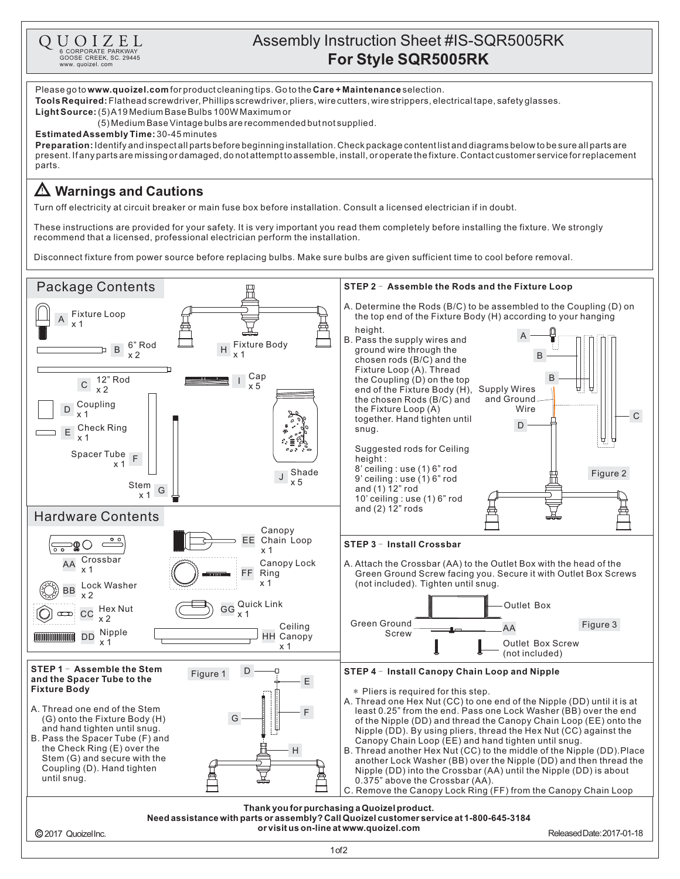QUOIZEL
6 CORPORATE PARKWAY
GOOSE CREEK, SC. 29445
www. quoizel. com

# Assembly Instruction Sheet #IS-SQR5005RK
# For Style SQR5005RK

Please go to **www.quoizel.com** for product cleaning tips. Go to the **Care + Maintenance** selection.

**Tools Required:** Flathead screwdriver, Phillips screwdriver, pliers, wire cutters, wire strippers, electrical tape, safety glasses.

**Light Source:** (5) A19 Medium Base Bulbs 100W Maximum or
(5) Medium Base Vintage bulbs are recommended but not supplied.

**Estimated Assembly Time:** 30-45 minutes

**Preparation:** Identify and inspect all parts before beginning installation. Check package content list and diagrams below to be sure all parts are present. If any parts are missing or damaged, do not attempt to assemble, install, or operate the fixture. Contact customer service for replacement parts.

## ⚠ Warnings and Cautions

Turn off electricity at circuit breaker or main fuse box before installation. Consult a licensed electrician if in doubt.

These instructions are provided for your safety. It is very important you read them completely before installing the fixture. We strongly recommend that a licensed, professional electrician perform the installation.

Disconnect fixture from power source before replacing bulbs. Make sure bulbs are given sufficient time to cool before removal.

## Package Contents

- A Fixture Loop x 1
- B 6" Rod x 2
- C 12" Rod x 2
- D Coupling x 1
- E Check Ring x 1
- F Spacer Tube x 1
- G Stem x 1
- H Fixture Body x 1
- I Cap x 5
- J Shade x 5

## Hardware Contents

- AA Crossbar x 1
- BB Lock Washer x 2
- CC Hex Nut x 2
- DD Nipple x 1
- EE Canopy Chain Loop x 1
- FF Canopy Lock Ring x 1
- GG Quick Link x 1
- HH Ceiling Canopy x 1

## STEP 1 – Assemble the Stem and the Spacer Tube to the Fixture Body

A. Thread one end of the Stem (G) onto the Fixture Body (H) and hand tighten until snug.
B. Pass the Spacer Tube (F) and the Check Ring (E) over the Stem (G) and secure with the Coupling (D). Hand tighten until snug.

Figure 1

## STEP 2 – Assemble the Rods and the Fixture Loop

A. Determine the Rods (B/C) to be assembled to the Coupling (D) on the top end of the Fixture Body (H) according to your hanging height.
B. Pass the supply wires and ground wire through the chosen rods (B/C) and the Fixture Loop (A). Thread the Coupling (D) on the top end of the Fixture Body (H), the chosen Rods (B/C) and the Fixture Loop (A) together. Hand tighten until snug.

Suggested rods for Ceiling height :
8' ceiling : use (1) 6" rod
9' ceiling : use (1) 6" rod and (1) 12" rod
10' ceiling : use (1) 6" rod and (2) 12" rods

Supply Wires and Ground Wire

Figure 2

## STEP 3 – Install Crossbar

A. Attach the Crossbar (AA) to the Outlet Box with the head of the Green Ground Screw facing you. Secure it with Outlet Box Screws (not included). Tighten until snug.

Outlet Box
Green Ground Screw
Outlet Box Screw (not included)

Figure 3

## STEP 4 – Install Canopy Chain Loop and Nipple

* Pliers is required for this step.

A. Thread one Hex Nut (CC) to one end of the Nipple (DD) until it is at least 0.25" from the end. Pass one Lock Washer (BB) over the end of the Nipple (DD) and thread the Canopy Chain Loop (EE) onto the Nipple (DD). By using pliers, thread the Hex Nut (CC) against the Canopy Chain Loop (EE) and hand tighten until snug.
B. Thread another Hex Nut (CC) to the middle of the Nipple (DD). Place another Lock Washer (BB) over the Nipple (DD) and then thread the Nipple (DD) into the Crossbar (AA) until the Nipple (DD) is about 0.375" above the Crossbar (AA).
C. Remove the Canopy Lock Ring (FF) from the Canopy Chain Loop

**Thank you for purchasing a Quoizel product.**
**Need assistance with parts or assembly? Call Quoizel customer service at 1-800-645-3184 or visit us on-line at www.quoizel.com**

© 2017 Quoizel Inc.  Released Date: 2017-01-18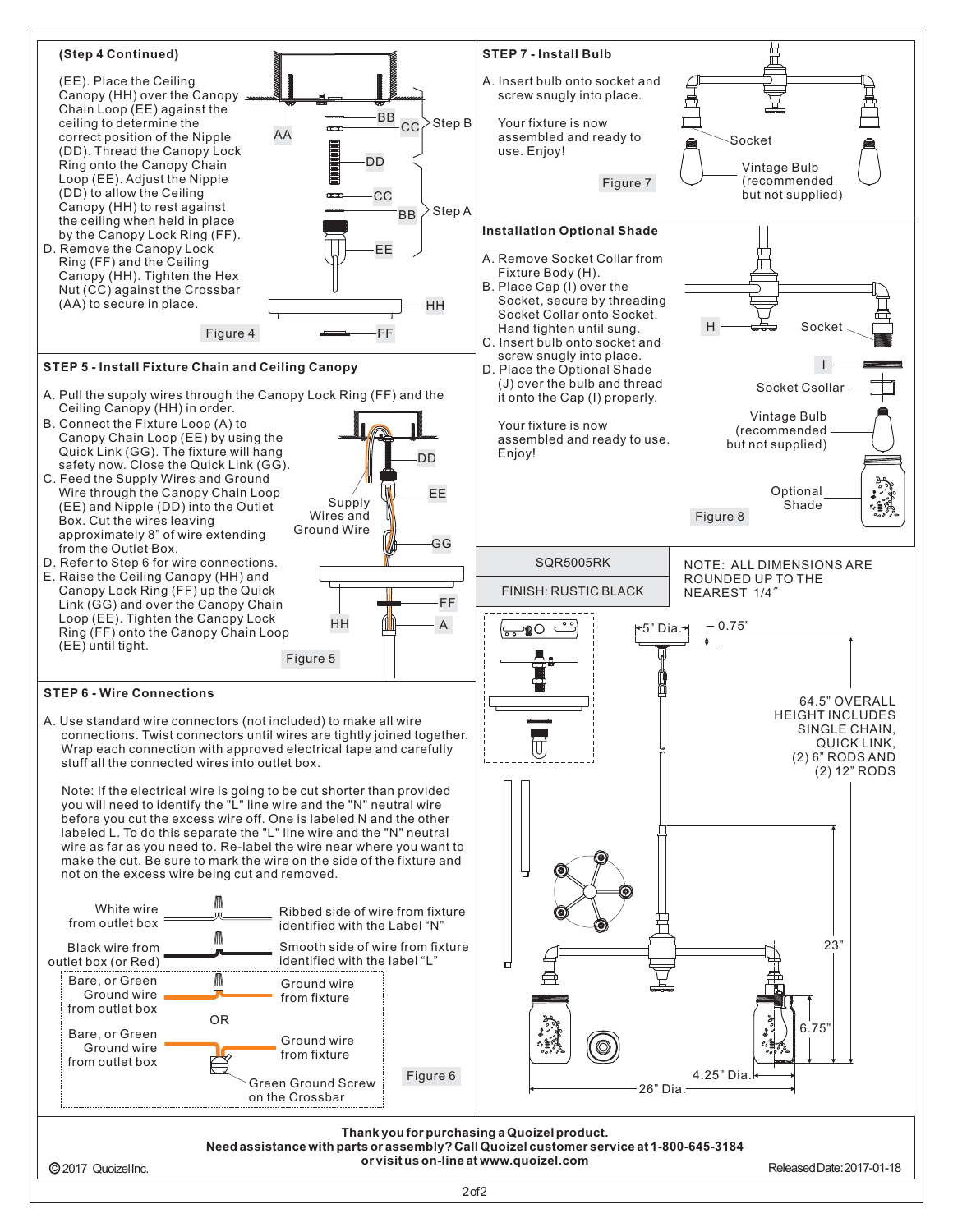### (Step 4 Continued)

(EE). Place the Ceiling Canopy (HH) over the Canopy Chain Loop (EE) against the ceiling to determine the correct position of the Nipple (DD). Thread the Canopy Lock Ring onto the Canopy Chain Loop (EE). Adjust the Nipple (DD) to allow the Ceiling Canopy (HH) to rest against the ceiling when held in place by the Canopy Lock Ring (FF).

D. Remove the Canopy Lock Ring (FF) and the Ceiling Canopy (HH). Tighten the Hex Nut (CC) against the Crossbar (AA) to secure in place.

AA
BB
CC
Step B
DD
CC
BB
Step A
EE
HH
FF

Figure 4

### STEP 5 - Install Fixture Chain and Ceiling Canopy

A. Pull the supply wires through the Canopy Lock Ring (FF) and the Ceiling Canopy (HH) in order.
B. Connect the Fixture Loop (A) to Canopy Chain Loop (EE) by using the Quick Link (GG). The fixture will hang safety now. Close the Quick Link (GG).
C. Feed the Supply Wires and Ground Wire through the Canopy Chain Loop (EE) and Nipple (DD) into the Outlet Box. Cut the wires leaving approximately 8" of wire extending from the Outlet Box.
D. Refer to Step 6 for wire connections.
E. Raise the Ceiling Canopy (HH) and Canopy Lock Ring (FF) up the Quick Link (GG) and over the Canopy Chain Loop (EE). Tighten the Canopy Lock Ring (FF) onto the Canopy Chain Loop (EE) until tight.

DD
EE
Supply Wires and Ground Wire
GG
FF
HH
A

Figure 5

### STEP 6 - Wire Connections

A. Use standard wire connectors (not included) to make all wire connections. Twist connectors until wires are tightly joined together. Wrap each connection with approved electrical tape and carefully stuff all the connected wires into outlet box.

Note: If the electrical wire is going to be cut shorter than provided you will need to identify the "L" line wire and the "N" neutral wire before you cut the excess wire off. One is labeled N and the other labeled L. To do this separate the "L" line wire and the "N" neutral wire as far as you need to. Re-label the wire near where you want to make the cut. Be sure to mark the wire on the side of the fixture and not on the excess wire being cut and removed.

White wire from outlet box — Ribbed side of wire from fixture identified with the Label "N"

Black wire from outlet box (or Red) — Smooth side of wire from fixture identified with the label "L"

Bare, or Green Ground wire from outlet box — Ground wire from fixture

OR

Bare, or Green Ground wire from outlet box — Ground wire from fixture

Green Ground Screw on the Crossbar

Figure 6

### STEP 7 - Install Bulb

A. Insert bulb onto socket and screw snugly into place.

Your fixture is now assembled and ready to use. Enjoy!

Socket
Vintage Bulb (recommended but not supplied)

Figure 7

### Installation Optional Shade

A. Remove Socket Collar from Fixture Body (H).
B. Place Cap (I) over the Socket, secure by threading Socket Collar onto Socket. Hand tighten until sung.
C. Insert bulb onto socket and screw snugly into place.
D. Place the Optional Shade (J) over the bulb and thread it onto the Cap (I) properly.

Your fixture is now assembled and ready to use. Enjoy!

H
Socket
I
Socket Csollar
Vintage Bulb (recommended but not supplied)
Optional Shade

Figure 8

| | |
|---|---|
| SQR5005RK | NOTE: ALL DIMENSIONS ARE ROUNDED UP TO THE NEAREST 1/4″ |
| FINISH: RUSTIC BLACK | |

5" Dia.
0.75"
64.5" OVERALL HEIGHT INCLUDES SINGLE CHAIN, QUICK LINK, (2) 6" RODS AND (2) 12" RODS
23"
6.75"
4.25" Dia.
26" Dia.

**Thank you for purchasing a Quoizel product.**
**Need assistance with parts or assembly? Call Quoizel customer service at 1-800-645-3184 or visit us on-line at www.quoizel.com**

© 2017 Quoizel Inc.

Released Date: 2017-01-18